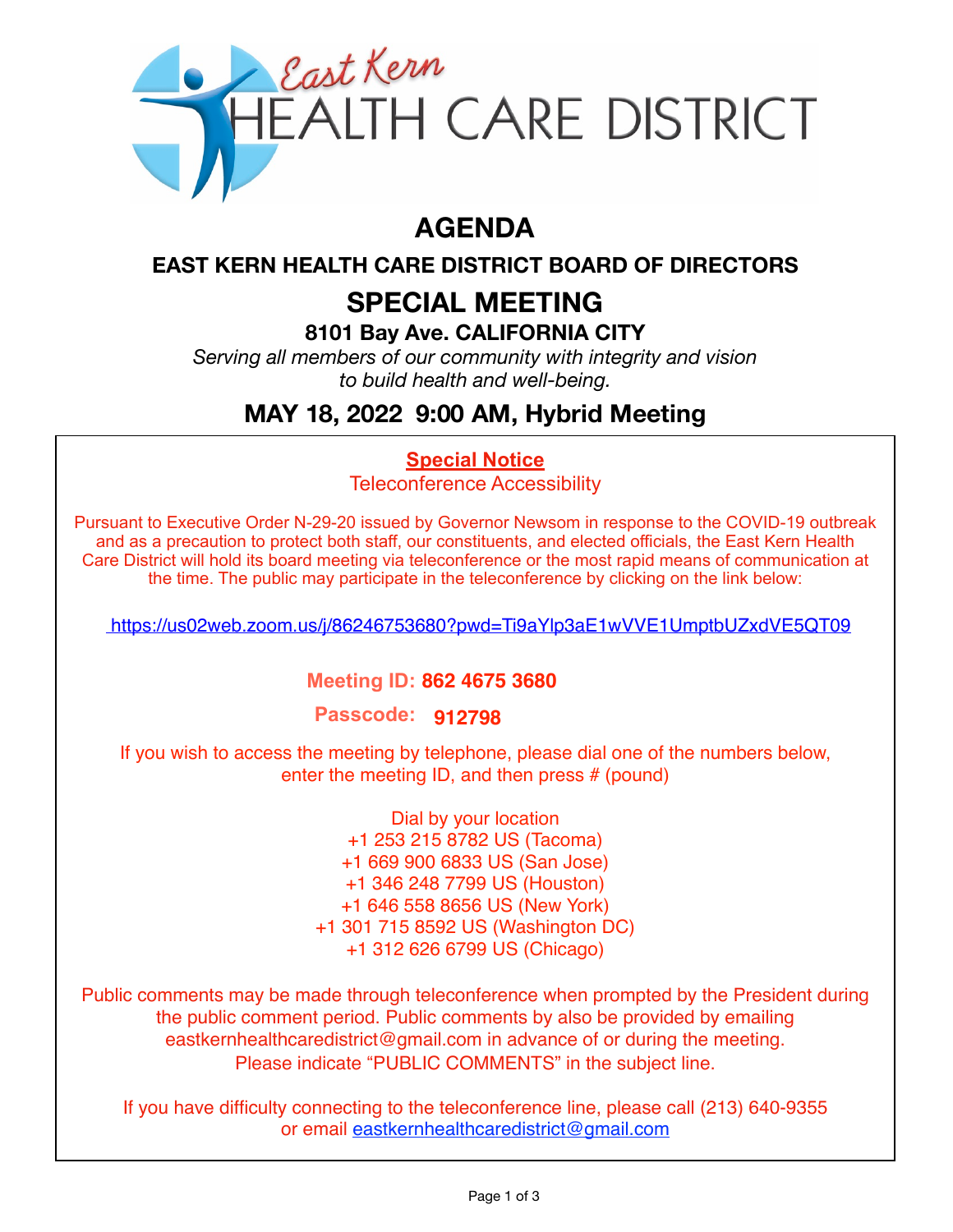East Kern

HEALTH CARE DISTRICT

# AGENDA

## EAST KERN HEALTH CARE DISTRICT BOARD OF DIRECTORS

## SPECIAL MEETING

### 8101 Bay Ave. CALIFORNIA CITY

*Serving all members of our community with integrity and vision to build health and well-being.*

## MAY 18, 2022 9:00 AM, Hybrid Meeting

**Special Notice**

Teleconference Accessibility

Pursuant to Executive Order N-29-20 issued by Governor Newsom in response to the COVID-19 outbreak and as a precaution to protect both staff, our constituents, and elected officials, the East Kern Health Care District will hold its board meeting via teleconference or the most rapid means of communication at the time. The public may participate in the teleconference by clicking on the link below:

https://us02web.zoom.us/j/86246753680?pwd=Ti9aYlp3aE1wVVE1UmptbUZxdVE5QT09

**Meeting ID: 862 4675 3680**

**Passcode: 912798**

If you wish to access the meeting by telephone, please dial one of the numbers below, enter the meeting ID, and then press # (pound)

Dial by your location
+1 253 215 8782 US (Tacoma)
+1 669 900 6833 US (San Jose)
+1 346 248 7799 US (Houston)
+1 646 558 8656 US (New York)
+1 301 715 8592 US (Washington DC)
+1 312 626 6799 US (Chicago)

Public comments may be made through teleconference when prompted by the President during the public comment period. Public comments by also be provided by emailing eastkernhealthcaredistrict@gmail.com in advance of or during the meeting. Please indicate "PUBLIC COMMENTS" in the subject line.

If you have difficulty connecting to the teleconference line, please call (213) 640-9355 or email eastkernhealthcaredistrict@gmail.com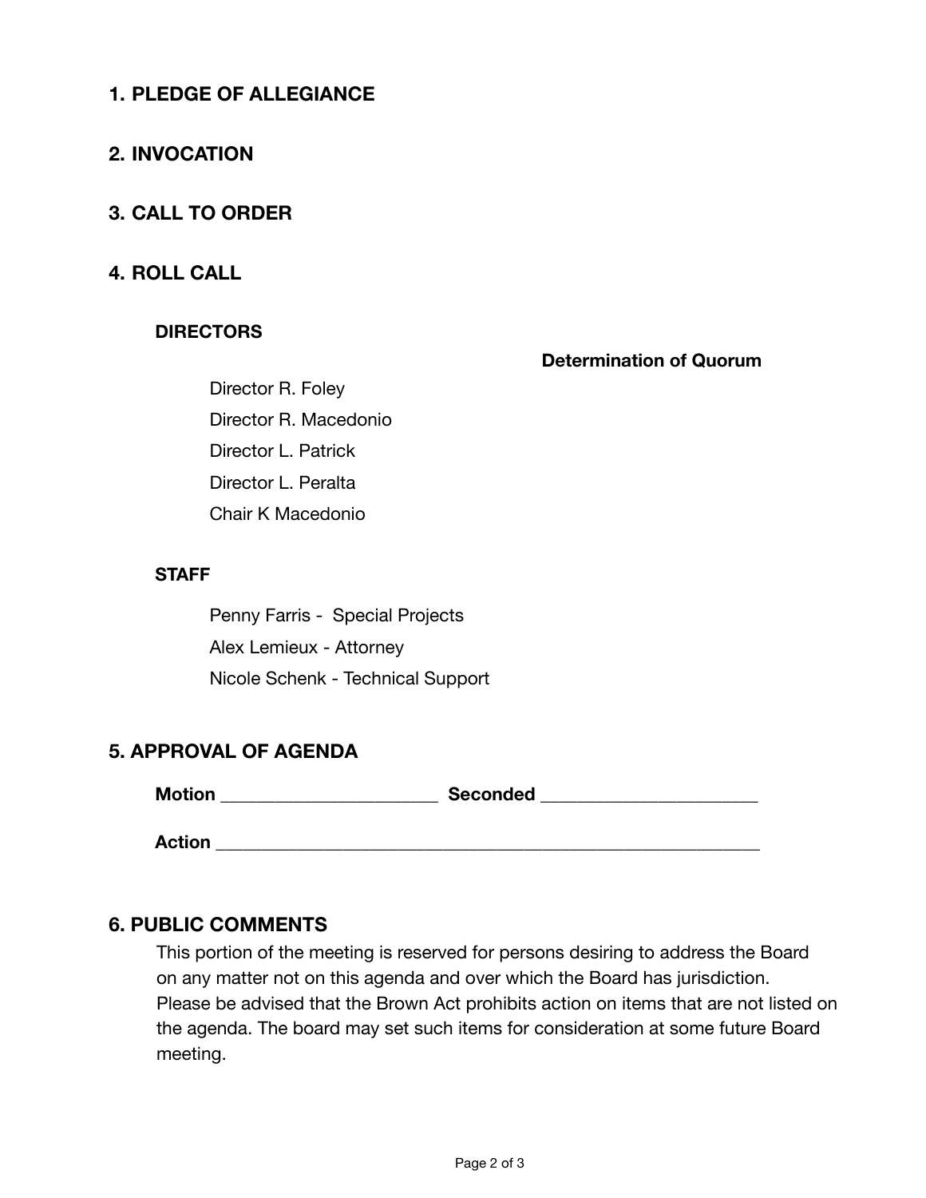## 1. PLEDGE OF ALLEGIANCE

## 2. INVOCATION

## 3. CALL TO ORDER

## 4. ROLL CALL

### DIRECTORS

**Determination of Quorum**

Director R. Foley

Director R. Macedonio

Director L. Patrick

Director L. Peralta

Chair K Macedonio

### STAFF

Penny Farris -  Special Projects

Alex Lemieux - Attorney

Nicole Schenk - Technical Support

## 5. APPROVAL OF AGENDA

**Motion** ______________________ **Seconded** ______________________

**Action** ______________________________________________________

## 6. PUBLIC COMMENTS

This portion of the meeting is reserved for persons desiring to address the Board on any matter not on this agenda and over which the Board has jurisdiction. Please be advised that the Brown Act prohibits action on items that are not listed on the agenda. The board may set such items for consideration at some future Board meeting.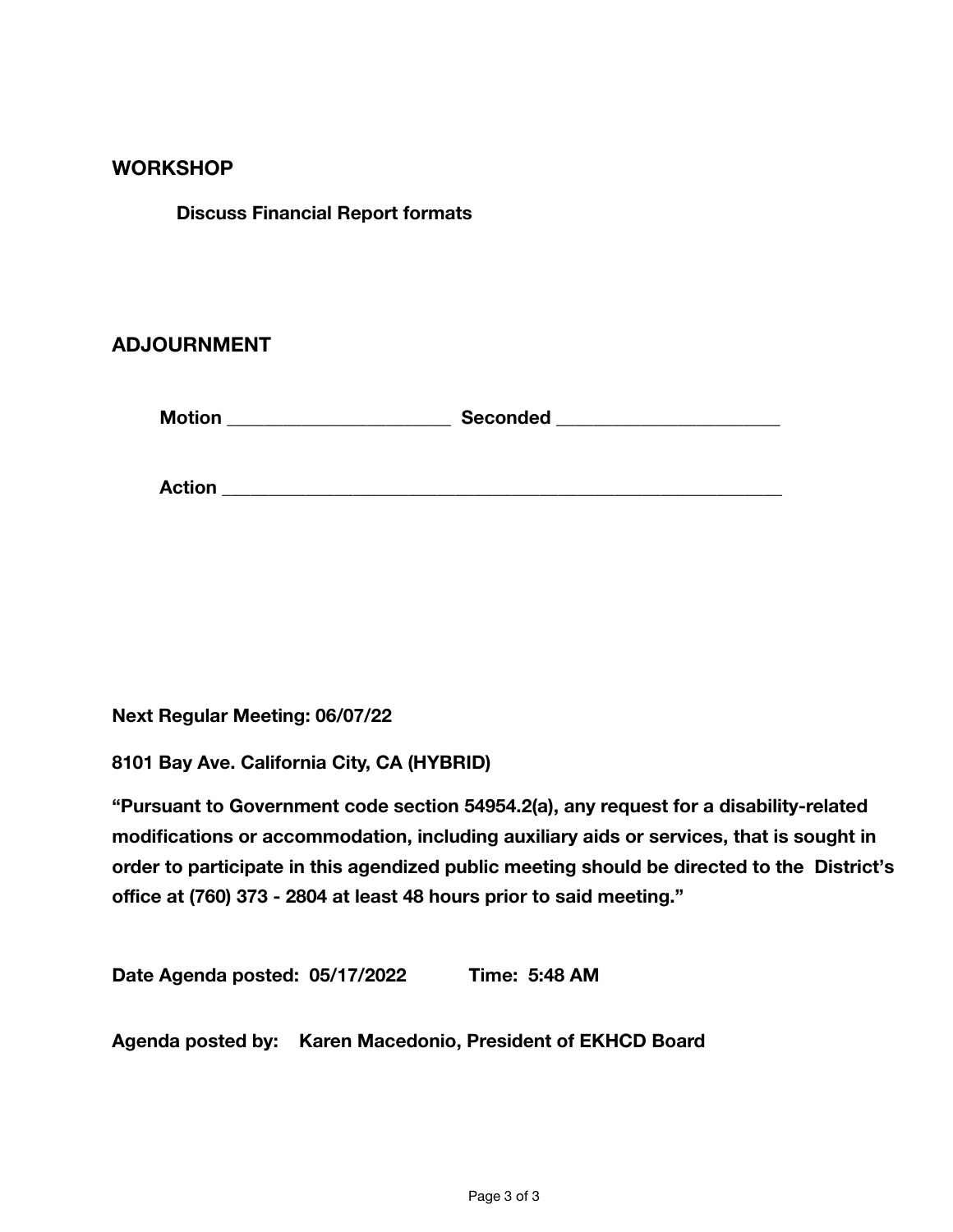## WORKSHOP

**Discuss Financial Report formats**

## ADJOURNMENT

**Motion** ______________________ **Seconded** ______________________

**Action** ______________________________________________________

**Next Regular Meeting: 06/07/22**

**8101 Bay Ave. California City, CA (HYBRID)**

**"Pursuant to Government code section 54954.2(a), any request for a disability-related modifications or accommodation, including auxiliary aids or services, that is sought in order to participate in this agendized public meeting should be directed to the District's office at (760) 373 - 2804 at least 48 hours prior to said meeting."**

**Date Agenda posted: 05/17/2022 Time: 5:48 AM**

**Agenda posted by: Karen Macedonio, President of EKHCD Board**